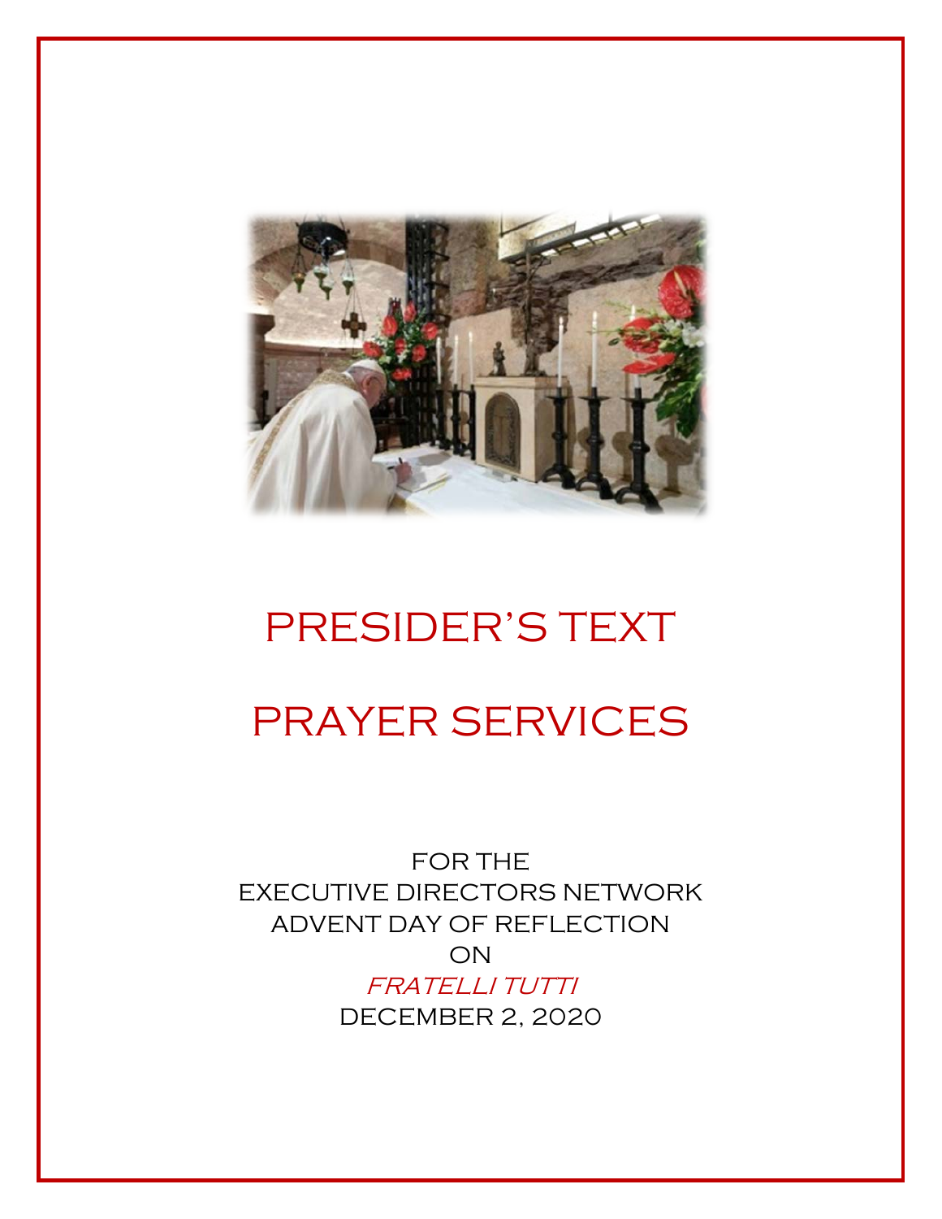# PRESIDER'S TEXT

# PRAYER SERVICES

FOR THE
EXECUTIVE DIRECTORS NETWORK
ADVENT DAY OF REFLECTION
ON
*FRATELLI TUTTI*
DECEMBER 2, 2020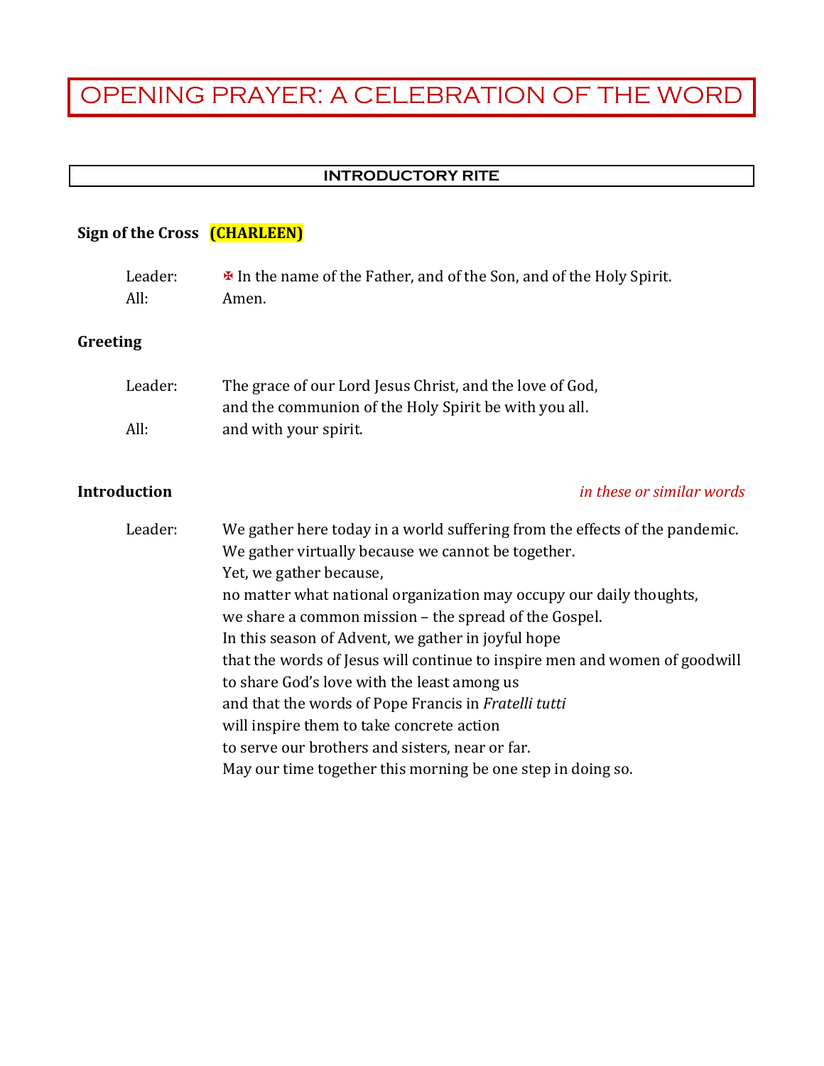# OPENING PRAYER: A CELEBRATION OF THE WORD

## INTRODUCTORY RITE

**Sign of the Cross** **(CHARLEEN)**

Leader: ✠ In the name of the Father, and of the Son, and of the Holy Spirit.
All: Amen.

**Greeting**

Leader: The grace of our Lord Jesus Christ, and the love of God,
and the communion of the Holy Spirit be with you all.
All: and with your spirit.

**Introduction** *in these or similar words*

Leader: We gather here today in a world suffering from the effects of the pandemic.
We gather virtually because we cannot be together.
Yet, we gather because,
no matter what national organization may occupy our daily thoughts,
we share a common mission – the spread of the Gospel.
In this season of Advent, we gather in joyful hope
that the words of Jesus will continue to inspire men and women of goodwill
to share God's love with the least among us
and that the words of Pope Francis in *Fratelli tutti*
will inspire them to take concrete action
to serve our brothers and sisters, near or far.
May our time together this morning be one step in doing so.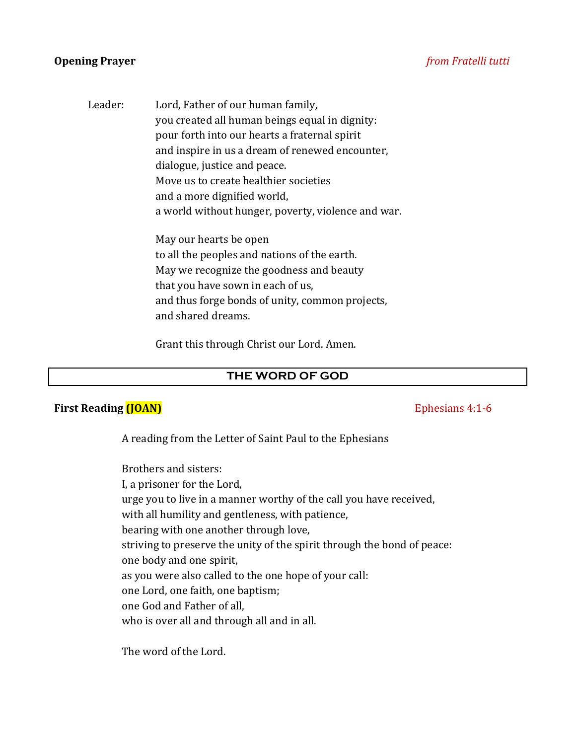**Opening Prayer** *from Fratelli tutti*

Leader: Lord, Father of our human family,
you created all human beings equal in dignity:
pour forth into our hearts a fraternal spirit
and inspire in us a dream of renewed encounter,
dialogue, justice and peace.
Move us to create healthier societies
and a more dignified world,
a world without hunger, poverty, violence and war.

May our hearts be open
to all the peoples and nations of the earth.
May we recognize the goodness and beauty
that you have sown in each of us,
and thus forge bonds of unity, common projects,
and shared dreams.

Grant this through Christ our Lord. Amen.

## THE WORD OF GOD

**First Reading (JOAN)** Ephesians 4:1-6

A reading from the Letter of Saint Paul to the Ephesians

Brothers and sisters:
I, a prisoner for the Lord,
urge you to live in a manner worthy of the call you have received,
with all humility and gentleness, with patience,
bearing with one another through love,
striving to preserve the unity of the spirit through the bond of peace:
one body and one spirit,
as you were also called to the one hope of your call:
one Lord, one faith, one baptism;
one God and Father of all,
who is over all and through all and in all.

The word of the Lord.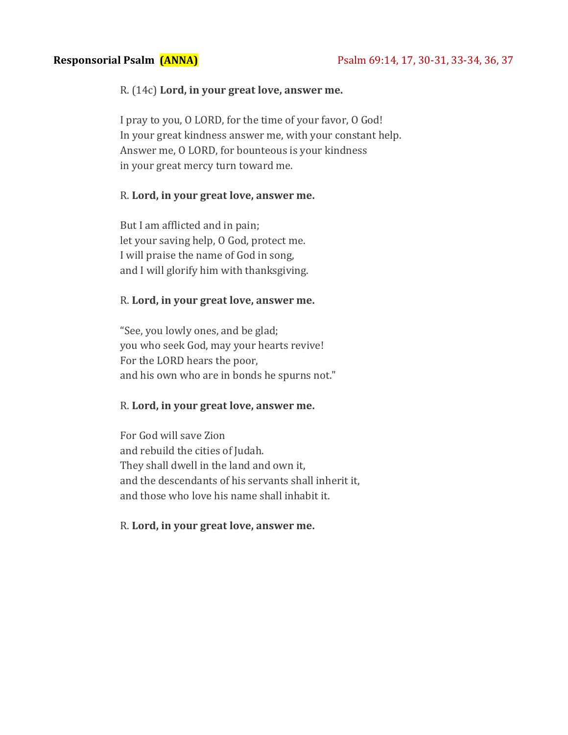**Responsorial Psalm (ANNA)** Psalm 69:14, 17, 30-31, 33-34, 36, 37

R. (14c) **Lord, in your great love, answer me.**

I pray to you, O LORD, for the time of your favor, O God!
In your great kindness answer me, with your constant help.
Answer me, O LORD, for bounteous is your kindness
in your great mercy turn toward me.

R. **Lord, in your great love, answer me.**

But I am afflicted and in pain;
let your saving help, O God, protect me.
I will praise the name of God in song,
and I will glorify him with thanksgiving.

R. **Lord, in your great love, answer me.**

"See, you lowly ones, and be glad;
you who seek God, may your hearts revive!
For the LORD hears the poor,
and his own who are in bonds he spurns not."

R. **Lord, in your great love, answer me.**

For God will save Zion
and rebuild the cities of Judah.
They shall dwell in the land and own it,
and the descendants of his servants shall inherit it,
and those who love his name shall inhabit it.

R. **Lord, in your great love, answer me.**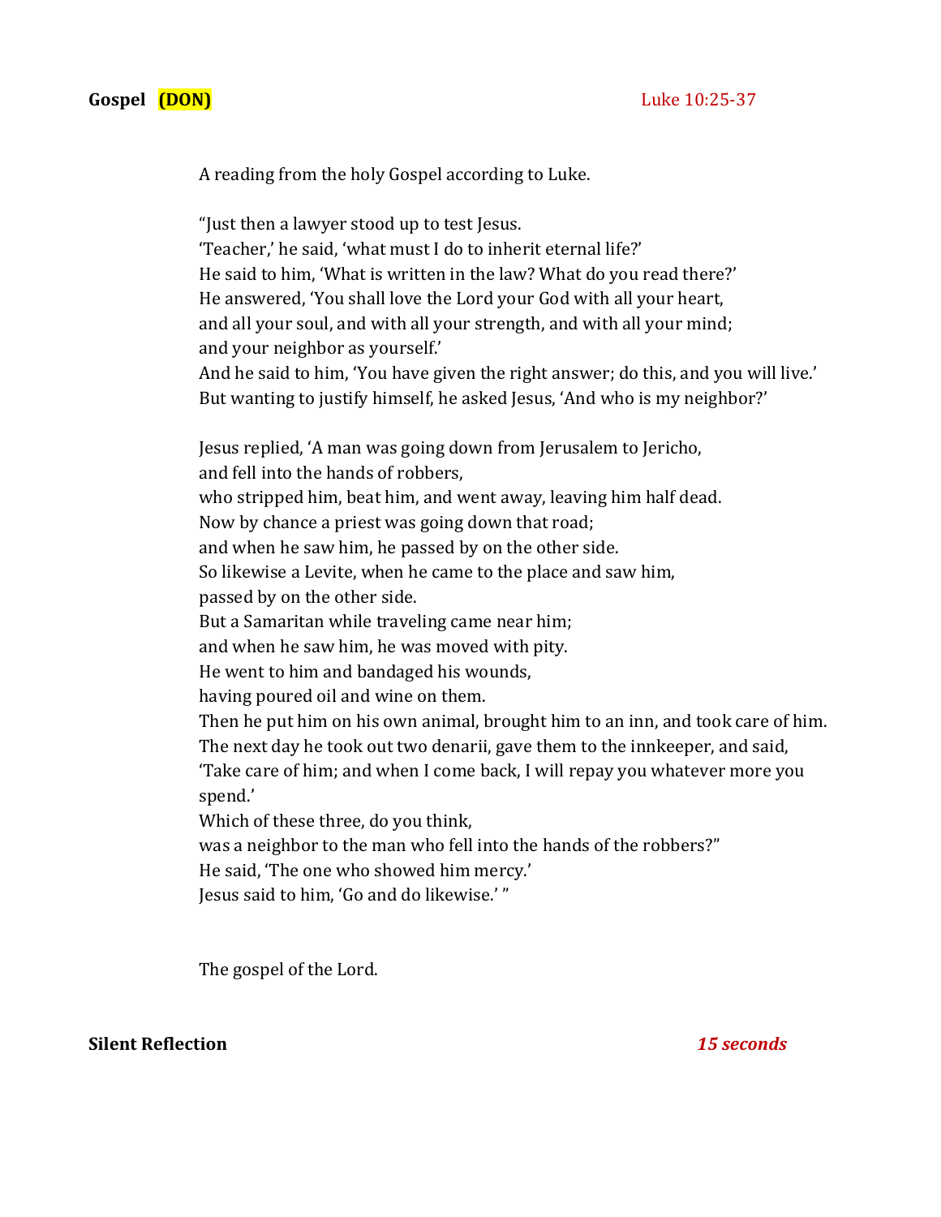**Gospel** **(DON)** Luke 10:25-37

A reading from the holy Gospel according to Luke.

"Just then a lawyer stood up to test Jesus.
'Teacher,' he said, 'what must I do to inherit eternal life?'
He said to him, 'What is written in the law? What do you read there?'
He answered, 'You shall love the Lord your God with all your heart,
and all your soul, and with all your strength, and with all your mind;
and your neighbor as yourself.'
And he said to him, 'You have given the right answer; do this, and you will live.'
But wanting to justify himself, he asked Jesus, 'And who is my neighbor?'

Jesus replied, 'A man was going down from Jerusalem to Jericho,
and fell into the hands of robbers,
who stripped him, beat him, and went away, leaving him half dead.
Now by chance a priest was going down that road;
and when he saw him, he passed by on the other side.
So likewise a Levite, when he came to the place and saw him,
passed by on the other side.
But a Samaritan while traveling came near him;
and when he saw him, he was moved with pity.
He went to him and bandaged his wounds,
having poured oil and wine on them.
Then he put him on his own animal, brought him to an inn, and took care of him.
The next day he took out two denarii, gave them to the innkeeper, and said,
'Take care of him; and when I come back, I will repay you whatever more you spend.'
Which of these three, do you think,
was a neighbor to the man who fell into the hands of the robbers?"
He said, 'The one who showed him mercy.'
Jesus said to him, 'Go and do likewise.' "

The gospel of the Lord.

**Silent Reflection** ***15 seconds***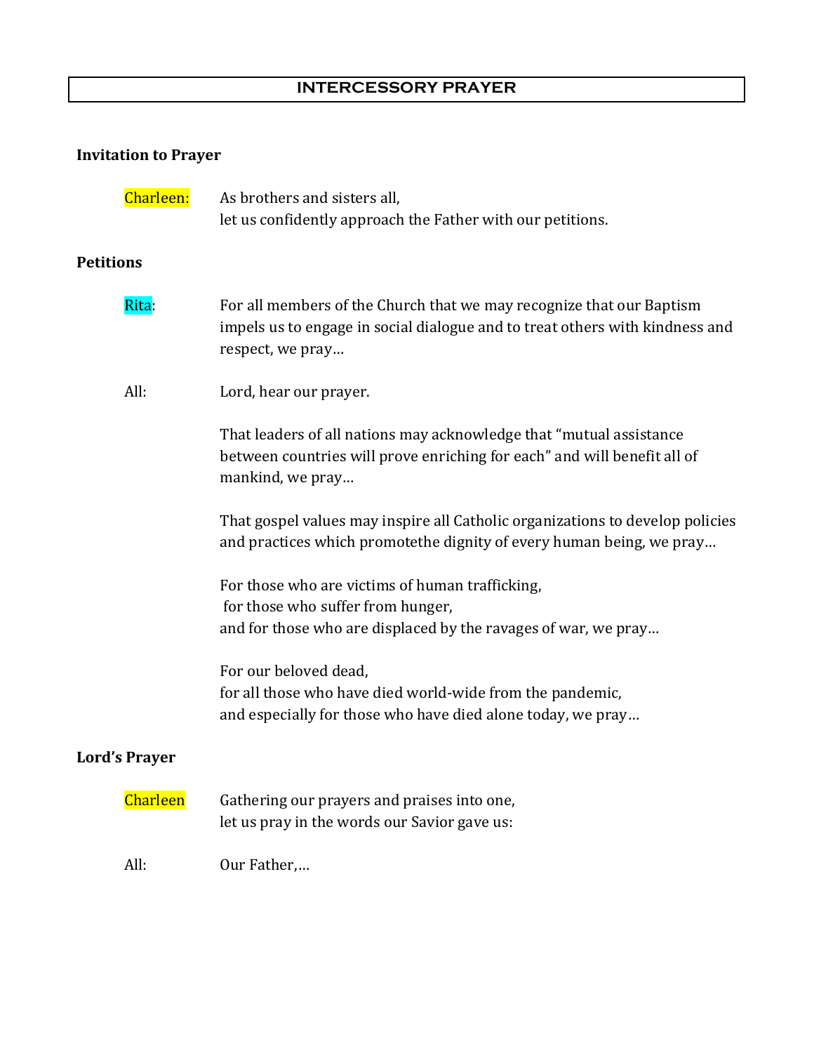# INTERCESSORY PRAYER

**Invitation to Prayer**

Charleen: As brothers and sisters all,
let us confidently approach the Father with our petitions.

**Petitions**

Rita: For all members of the Church that we may recognize that our Baptism impels us to engage in social dialogue and to treat others with kindness and respect, we pray…

All: Lord, hear our prayer.

That leaders of all nations may acknowledge that "mutual assistance between countries will prove enriching for each" and will benefit all of mankind, we pray…

That gospel values may inspire all Catholic organizations to develop policies and practices which promotethe dignity of every human being, we pray…

For those who are victims of human trafficking,
for those who suffer from hunger,
and for those who are displaced by the ravages of war, we pray…

For our beloved dead,
for all those who have died world-wide from the pandemic,
and especially for those who have died alone today, we pray…

**Lord's Prayer**

Charleen Gathering our prayers and praises into one,
let us pray in the words our Savior gave us:

All: Our Father,…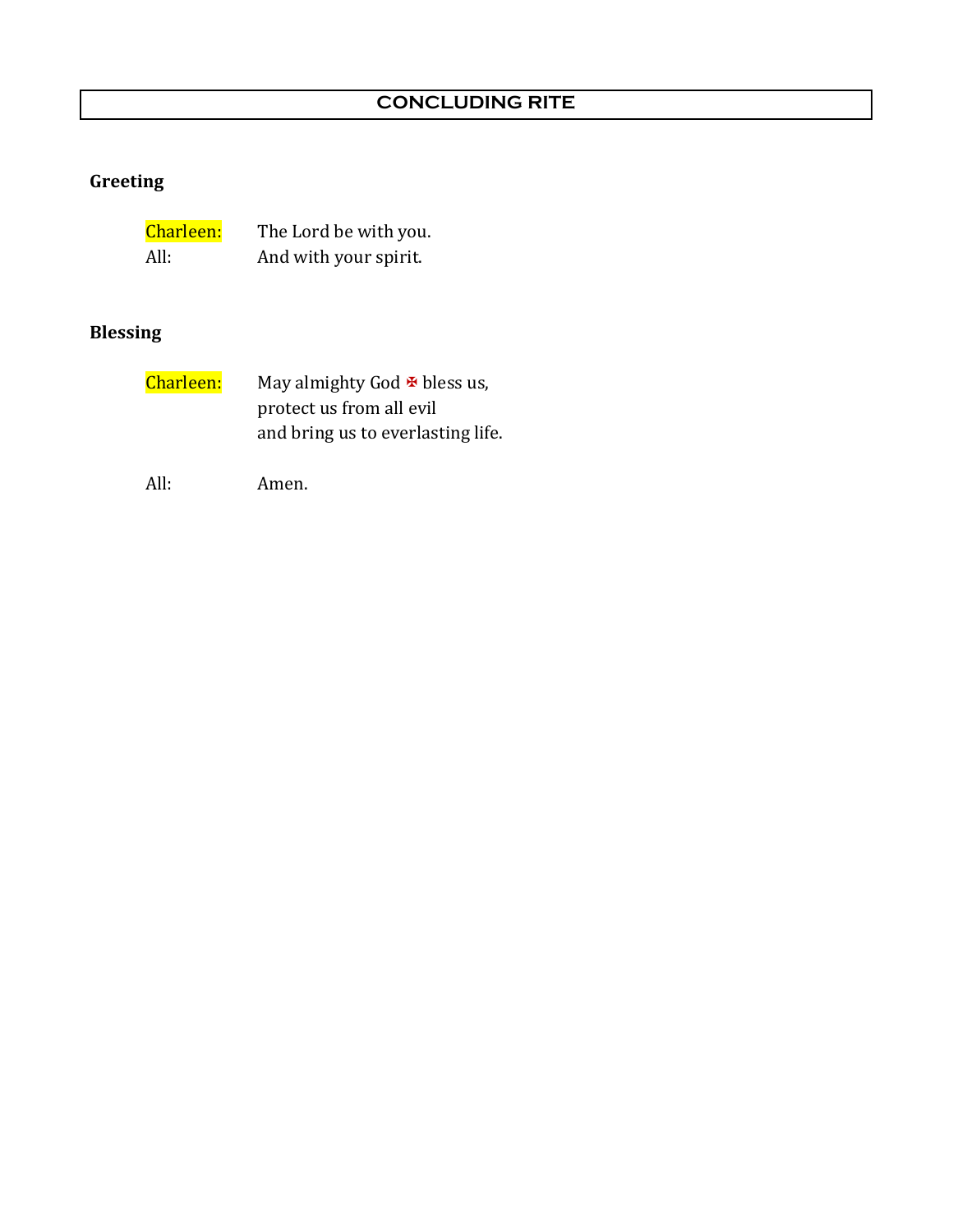# CONCLUDING RITE

**Greeting**

Charleen: The Lord be with you.
All: And with your spirit.

**Blessing**

Charleen: May almighty God ✠ bless us,
protect us from all evil
and bring us to everlasting life.

All: Amen.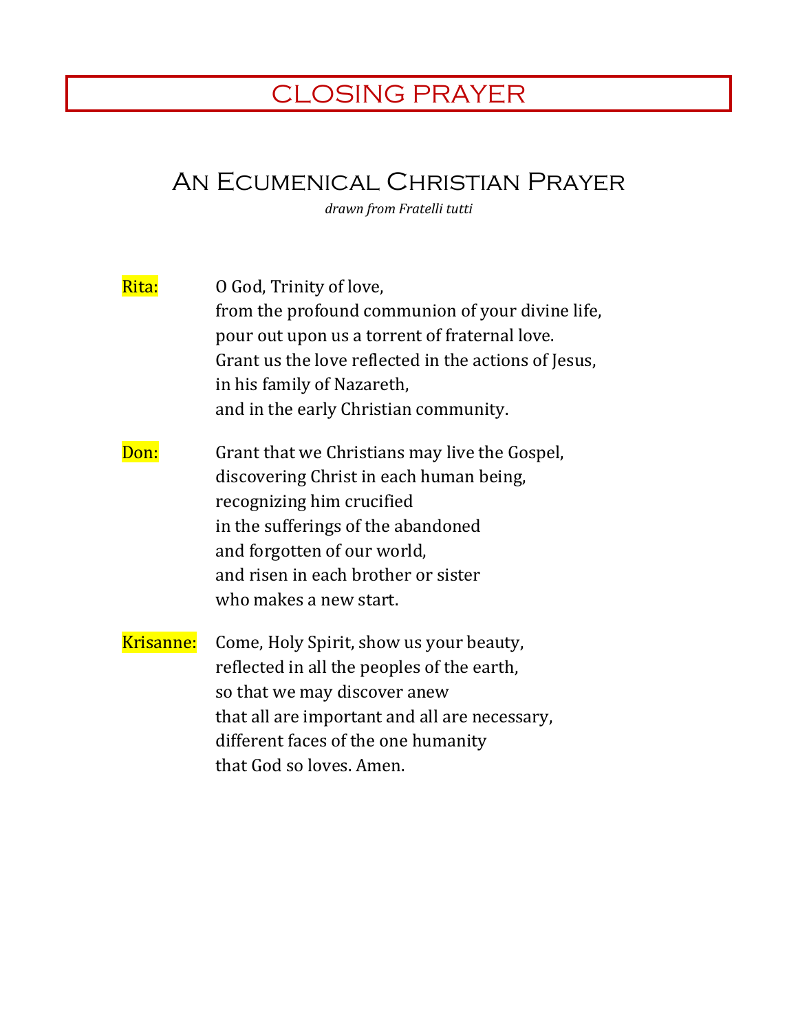# CLOSING PRAYER

## An Ecumenical Christian Prayer

*drawn from Fratelli tutti*

Rita: O God, Trinity of love,
from the profound communion of your divine life,
pour out upon us a torrent of fraternal love.
Grant us the love reflected in the actions of Jesus,
in his family of Nazareth,
and in the early Christian community.

Don: Grant that we Christians may live the Gospel,
discovering Christ in each human being,
recognizing him crucified
in the sufferings of the abandoned
and forgotten of our world,
and risen in each brother or sister
who makes a new start.

Krisanne: Come, Holy Spirit, show us your beauty,
reflected in all the peoples of the earth,
so that we may discover anew
that all are important and all are necessary,
different faces of the one humanity
that God so loves. Amen.